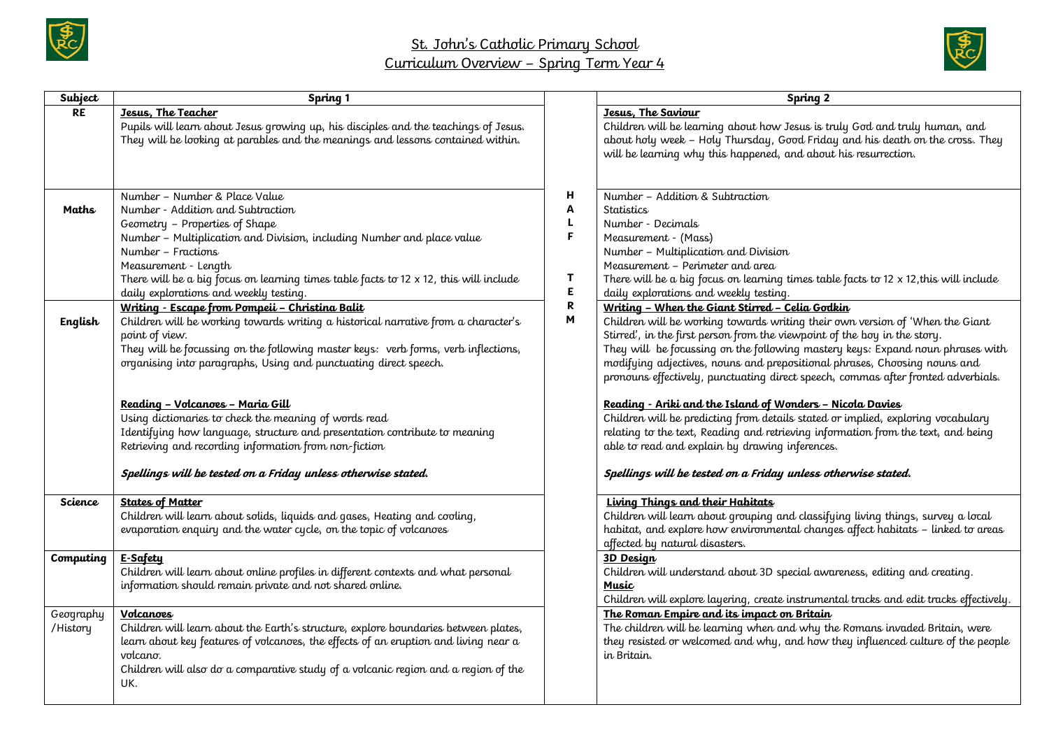# St. John's Catholic Primary School

## Curriculum Overview – Spring Term Year 4

| Subject | Spring 1 | | Spring 2 |
|---|---|---|---|
| **RE** | **Jesus, The Teacher**<br>Pupils will learn about Jesus growing up, his disciples and the teachings of Jesus. They will be looking at parables and the meanings and lessons contained within. | **HALF TERM** | **Jesus, The Saviour**<br>Children will be learning about how Jesus is truly God and truly human, and about holy week – Holy Thursday, Good Friday and his death on the cross. They will be learning why this happened, and about his resurrection. |
| **Maths** | Number – Number & Place Value<br>Number - Addition and Subtraction<br>Geometry – Properties of Shape<br>Number – Multiplication and Division, including Number and place value<br>Number – Fractions<br>Measurement - Length<br>There will be a big focus on learning times table facts to 12 x 12, this will include daily explorations and weekly testing. | | Number – Addition & Subtraction<br>Statistics<br>Number - Decimals<br>Measurement - (Mass)<br>Number – Multiplication and Division<br>Measurement – Perimeter and area<br>There will be a big focus on learning times table facts to 12 x 12,this will include daily explorations and weekly testing. |
| **English** | **Writing - Escape from Pompeii – Christina Balit**<br>Children will be working towards writing a historical narrative from a character's point of view.<br>They will be focussing on the following master keys: verb forms, verb inflections, organising into paragraphs, Using and punctuating direct speech.<br><br>**Reading – Volcanoes – Maria Gill**<br>Using dictionaries to check the meaning of words read<br>Identifying how language, structure and presentation contribute to meaning<br>Retrieving and recording information from non-fiction<br><br>***Spellings will be tested on a Friday unless otherwise stated.*** | | **Writing – When the Giant Stirred – Celia Godkin**<br>Children will be working towards writing their own version of 'When the Giant Stirred', in the first person from the viewpoint of the boy in the story.<br>They will be focussing on the following mastery keys: Expand noun phrases with modifying adjectives, nouns and prepositional phrases, Choosing nouns and pronouns effectively, punctuating direct speech, commas after fronted adverbials.<br><br>**Reading - Ariki and the Island of Wonders – Nicola Davies**<br>Children will be predicting from details stated or implied, exploring vocabulary relating to the text, Reading and retrieving information from the text, and being able to read and explain by drawing inferences.<br><br>***Spellings will be tested on a Friday unless otherwise stated.*** |
| **Science** | **States of Matter**<br>Children will learn about solids, liquids and gases, Heating and cooling, evaporation enquiry and the water cycle, on the topic of volcanoes | | **Living Things and their Habitats**<br>Children will learn about grouping and classifying living things, survey a local habitat, and explore how environmental changes affect habitats – linked to areas affected by natural disasters. |
| **Computing** | **E-Safety**<br>Children will learn about online profiles in different contexts and what personal information should remain private and not shared online. | | **3D Design**<br>Children will understand about 3D special awareness, editing and creating.<br>**Music**<br>Children will explore layering, create instrumental tracks and edit tracks effectively. |
| Geography /History | **Volcanoes**<br>Children will learn about the Earth's structure, explore boundaries between plates, learn about key features of volcanoes, the effects of an eruption and living near a volcano.<br>Children will also do a comparative study of a volcanic region and a region of the UK. | | **The Roman Empire and its impact on Britain**<br>The children will be learning when and why the Romans invaded Britain, were they resisted or welcomed and why, and how they influenced culture of the people in Britain. |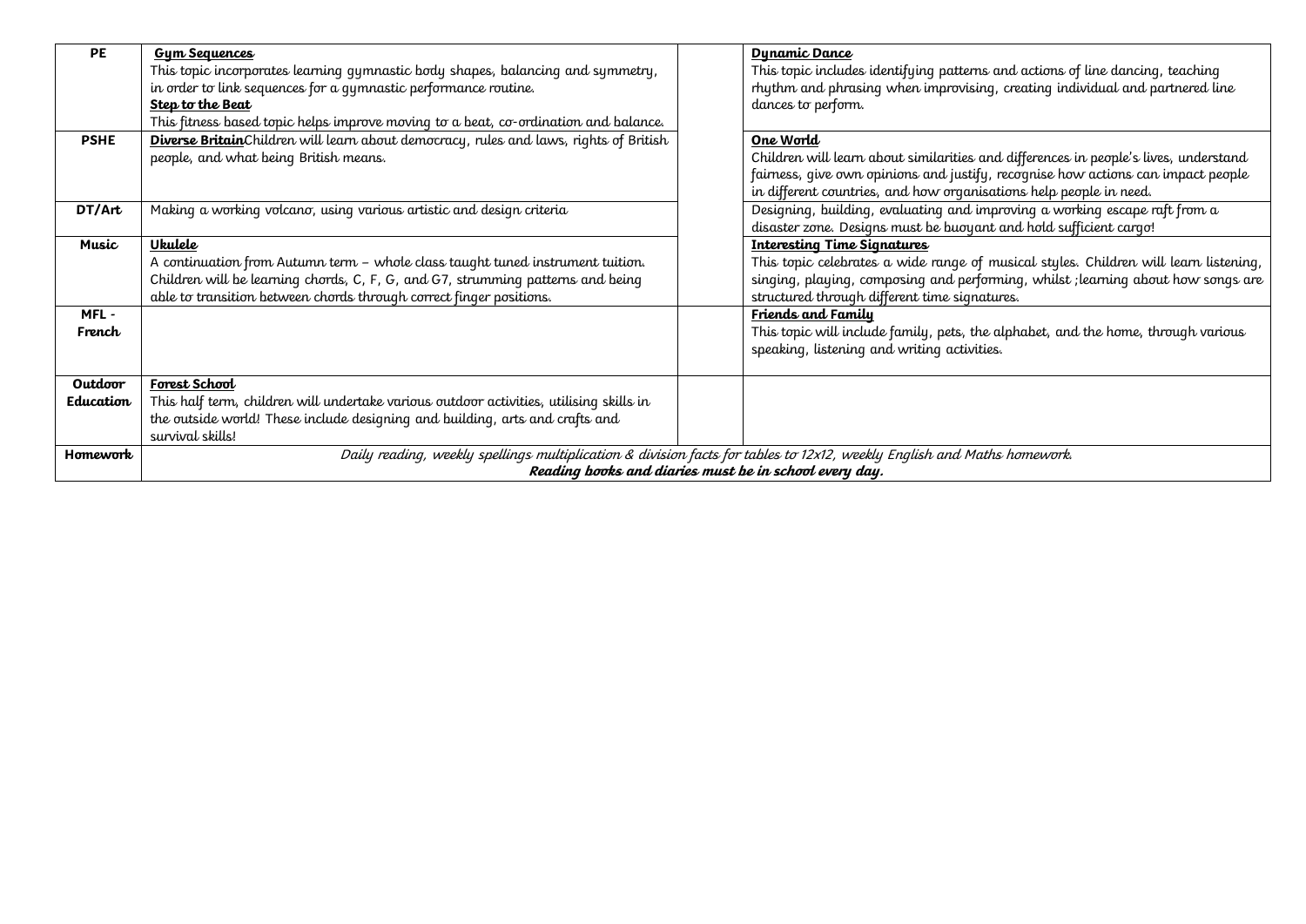| | | | |
|---|---|---|---|
| **PE** | **Gym Sequences**<br>This topic incorporates learning gymnastic body shapes, balancing and symmetry, in order to link sequences for a gymnastic performance routine.<br>**Step to the Beat**<br>This fitness based topic helps improve moving to a beat, co-ordination and balance. | | **Dynamic Dance**<br>This topic includes identifying patterns and actions of line dancing, teaching rhythm and phrasing when improvising, creating individual and partnered line dances to perform. |
| **PSHE** | **Diverse Britain**Children will learn about democracy, rules and laws, rights of British people, and what being British means. | | **One World**<br>Children will learn about similarities and differences in people's lives, understand fairness, give own opinions and justify, recognise how actions can impact people in different countries, and how organisations help people in need. |
| **DT/Art** | Making a working volcano, using various artistic and design criteria | | Designing, building, evaluating and improving a working escape raft from a disaster zone. Designs must be buoyant and hold sufficient cargo! |
| **Music** | **Ukulele**<br>A continuation from Autumn term – whole class taught tuned instrument tuition. Children will be learning chords, C, F, G, and G7, strumming patterns and being able to transition between chords through correct finger positions. | | **Interesting Time Signatures**<br>This topic celebrates a wide range of musical styles. Children will learn listening, singing, playing, composing and performing, whilst ;learning about how songs are structured through different time signatures. |
| **MFL - French** | | | **Friends and Family**<br>This topic will include family, pets, the alphabet, and the home, through various speaking, listening and writing activities. |
| **Outdoor Education** | **Forest School**<br>This half term, children will undertake various outdoor activities, utilising skills in the outside world! These include designing and building, arts and crafts and survival skills! | | |
| **Homework** | *Daily reading, weekly spellings multiplication & division facts for tables to 12x12, weekly English and Maths homework.*<br>***Reading books and diaries must be in school every day.*** | | |